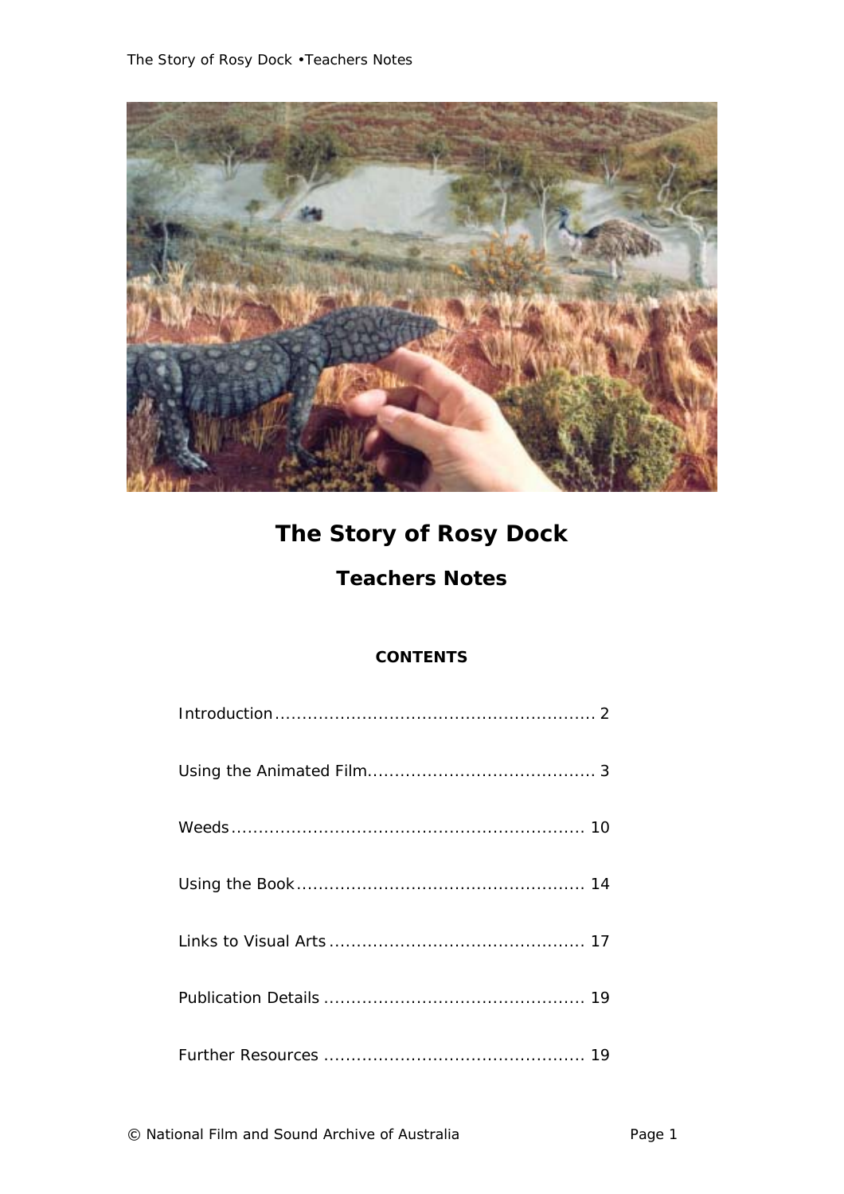# The Story of Rosy Dock

## Teachers Notes

**CONTENTS**

Introduction .......................................................... 2

Using the Animated Film......................................... 3

Weeds ................................................................ 10

Using the Book .................................................... 14

Links to Visual Arts .............................................. 17

Publication Details ............................................... 19

Further Resources ................................................ 19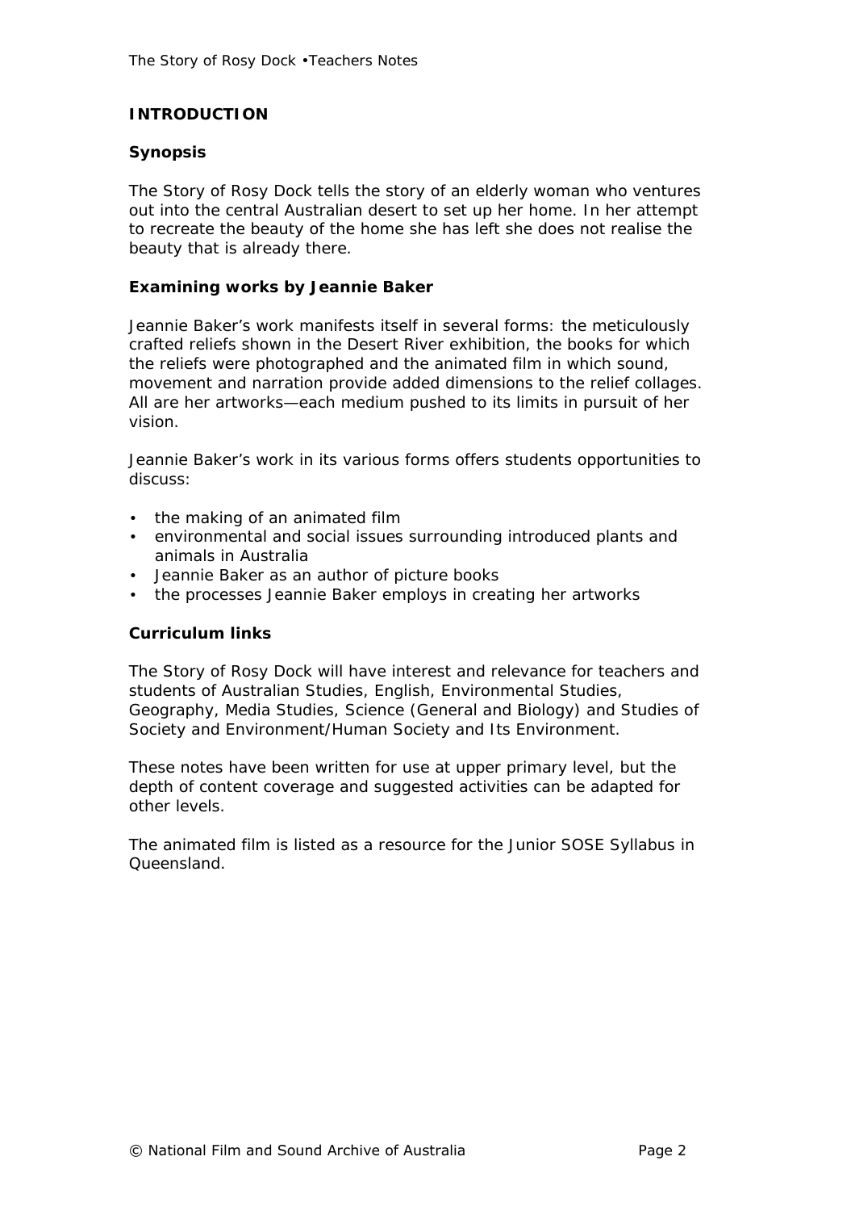## INTRODUCTION

### Synopsis

The Story of Rosy Dock tells the story of an elderly woman who ventures out into the central Australian desert to set up her home. In her attempt to recreate the beauty of the home she has left she does not realise the beauty that is already there.

### Examining works by Jeannie Baker

Jeannie Baker's work manifests itself in several forms: the meticulously crafted reliefs shown in the Desert River exhibition, the books for which the reliefs were photographed and the animated film in which sound, movement and narration provide added dimensions to the relief collages. All are her artworks—each medium pushed to its limits in pursuit of her vision.

Jeannie Baker's work in its various forms offers students opportunities to discuss:

- the making of an animated film
- environmental and social issues surrounding introduced plants and animals in Australia
- Jeannie Baker as an author of picture books
- the processes Jeannie Baker employs in creating her artworks

### Curriculum links

The Story of Rosy Dock will have interest and relevance for teachers and students of Australian Studies, English, Environmental Studies, Geography, Media Studies, Science (General and Biology) and Studies of Society and Environment/Human Society and Its Environment.

These notes have been written for use at upper primary level, but the depth of content coverage and suggested activities can be adapted for other levels.

The animated film is listed as a resource for the Junior SOSE Syllabus in Queensland.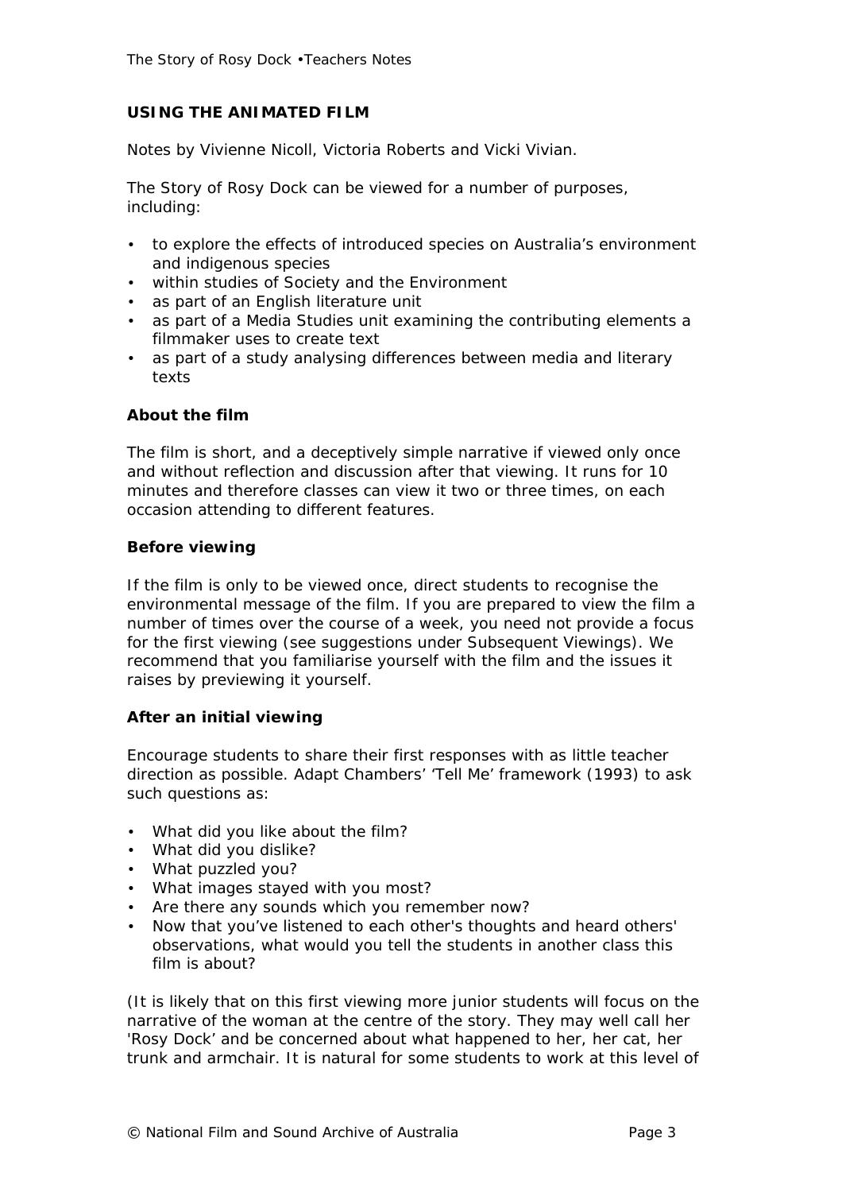## USING THE ANIMATED FILM

Notes by Vivienne Nicoll, Victoria Roberts and Vicki Vivian.

The Story of Rosy Dock can be viewed for a number of purposes, including:

- to explore the effects of introduced species on Australia's environment and indigenous species
- within studies of Society and the Environment
- as part of an English literature unit
- as part of a Media Studies unit examining the contributing elements a filmmaker uses to create text
- as part of a study analysing differences between media and literary texts

### About the film

The film is short, and a deceptively simple narrative if viewed only once and without reflection and discussion after that viewing. It runs for 10 minutes and therefore classes can view it two or three times, on each occasion attending to different features.

### Before viewing

If the film is only to be viewed once, direct students to recognise the environmental message of the film. If you are prepared to view the film a number of times over the course of a week, you need not provide a focus for the first viewing (see suggestions under Subsequent Viewings). We recommend that you familiarise yourself with the film and the issues it raises by previewing it yourself.

### After an initial viewing

Encourage students to share their first responses with as little teacher direction as possible. Adapt Chambers' 'Tell Me' framework (1993) to ask such questions as:

- What did you like about the film?
- What did you dislike?
- What puzzled you?
- What images stayed with you most?
- Are there any sounds which you remember now?
- Now that you've listened to each other's thoughts and heard others' observations, what would you tell the students in another class this film is about?

(It is likely that on this first viewing more junior students will focus on the narrative of the woman at the centre of the story. They may well call her 'Rosy Dock' and be concerned about what happened to her, her cat, her trunk and armchair. It is natural for some students to work at this level of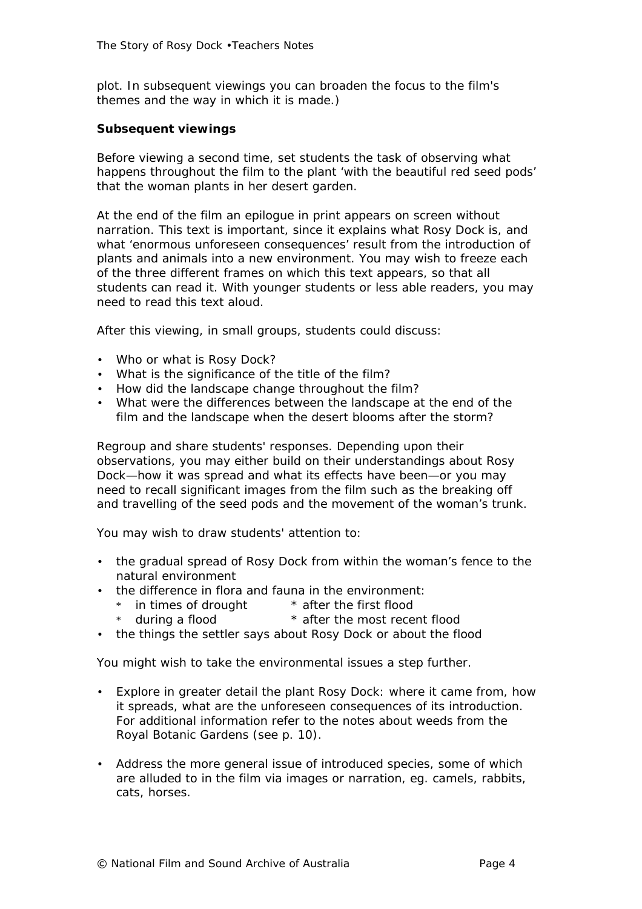plot. In subsequent viewings you can broaden the focus to the film's themes and the way in which it is made.)

**Subsequent viewings**

Before viewing a second time, set students the task of observing what happens throughout the film to the plant 'with the beautiful red seed pods' that the woman plants in her desert garden.

At the end of the film an epilogue in print appears on screen without narration. This text is important, since it explains what Rosy Dock is, and what 'enormous unforeseen consequences' result from the introduction of plants and animals into a new environment. You may wish to freeze each of the three different frames on which this text appears, so that all students can read it. With younger students or less able readers, you may need to read this text aloud.

After this viewing, in small groups, students could discuss:

- Who or what is Rosy Dock?
- What is the significance of the title of the film?
- How did the landscape change throughout the film?
- What were the differences between the landscape at the end of the film and the landscape when the desert blooms after the storm?

Regroup and share students' responses. Depending upon their observations, you may either build on their understandings about Rosy Dock—how it was spread and what its effects have been—or you may need to recall significant images from the film such as the breaking off and travelling of the seed pods and the movement of the woman's trunk.

You may wish to draw students' attention to:

- the gradual spread of Rosy Dock from within the woman's fence to the natural environment
- the difference in flora and fauna in the environment:
  - in times of drought
  - after the first flood
  - during a flood
  - after the most recent flood
- the things the settler says about Rosy Dock or about the flood

You might wish to take the environmental issues a step further.

- Explore in greater detail the plant Rosy Dock: where it came from, how it spreads, what are the unforeseen consequences of its introduction. For additional information refer to the notes about weeds from the Royal Botanic Gardens (see p. 10).

- Address the more general issue of introduced species, some of which are alluded to in the film via images or narration, eg. camels, rabbits, cats, horses.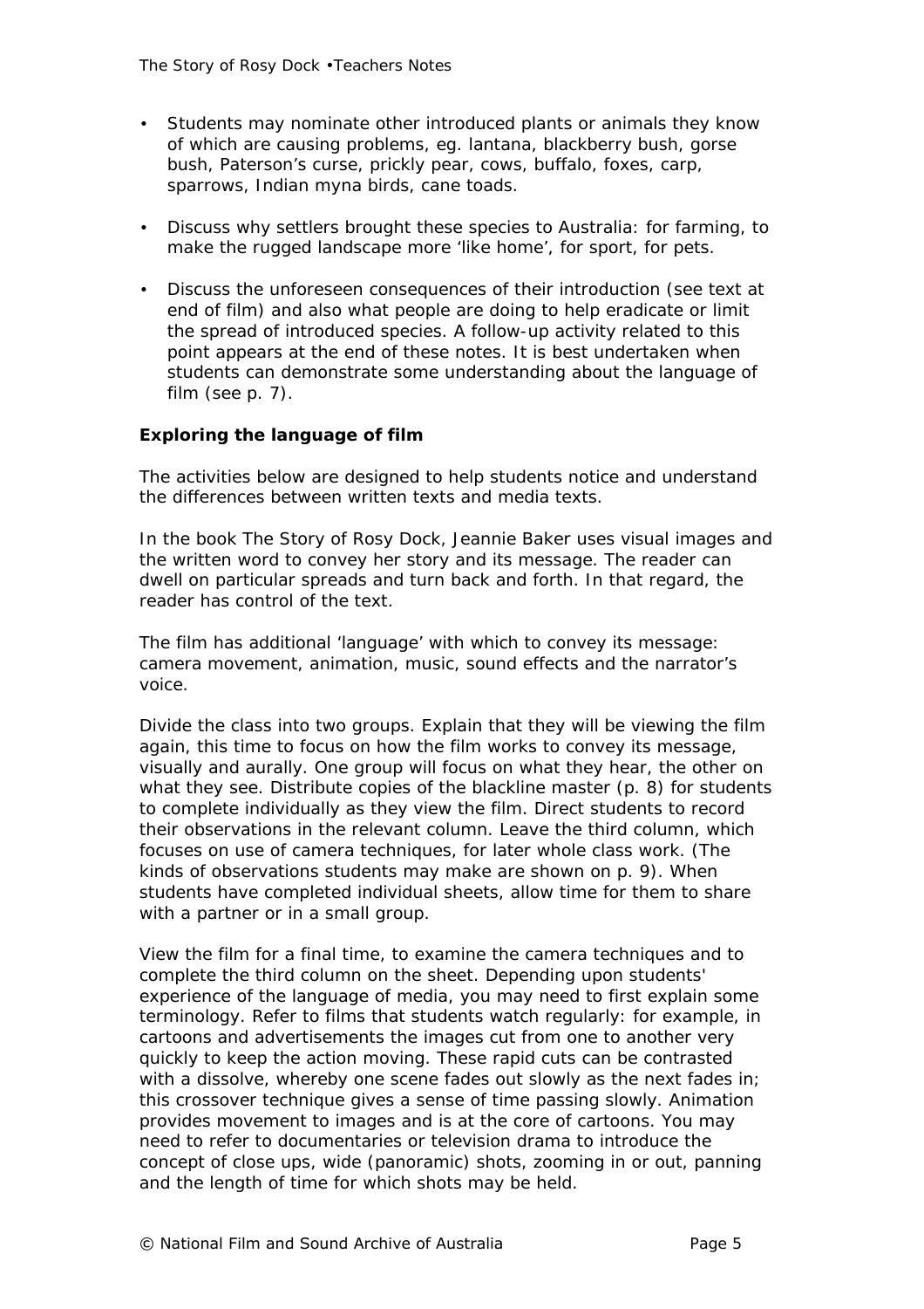- Students may nominate other introduced plants or animals they know of which are causing problems, eg. lantana, blackberry bush, gorse bush, Paterson's curse, prickly pear, cows, buffalo, foxes, carp, sparrows, Indian myna birds, cane toads.
- Discuss why settlers brought these species to Australia: for farming, to make the rugged landscape more 'like home', for sport, for pets.
- Discuss the unforeseen consequences of their introduction (see text at end of film) and also what people are doing to help eradicate or limit the spread of introduced species. A follow-up activity related to this point appears at the end of these notes. It is best undertaken when students can demonstrate some understanding about the language of film (see p. 7).

**Exploring the language of film**

The activities below are designed to help students notice and understand the differences between written texts and media texts.

In the book The Story of Rosy Dock, Jeannie Baker uses visual images and the written word to convey her story and its message. The reader can dwell on particular spreads and turn back and forth. In that regard, the reader has control of the text.

The film has additional 'language' with which to convey its message: camera movement, animation, music, sound effects and the narrator's voice.

Divide the class into two groups. Explain that they will be viewing the film again, this time to focus on how the film works to convey its message, visually and aurally. One group will focus on what they hear, the other on what they see. Distribute copies of the blackline master (p. 8) for students to complete individually as they view the film. Direct students to record their observations in the relevant column. Leave the third column, which focuses on use of camera techniques, for later whole class work. (The kinds of observations students may make are shown on p. 9). When students have completed individual sheets, allow time for them to share with a partner or in a small group.

View the film for a final time, to examine the camera techniques and to complete the third column on the sheet. Depending upon students' experience of the language of media, you may need to first explain some terminology. Refer to films that students watch regularly: for example, in cartoons and advertisements the images cut from one to another very quickly to keep the action moving. These rapid cuts can be contrasted with a dissolve, whereby one scene fades out slowly as the next fades in; this crossover technique gives a sense of time passing slowly. Animation provides movement to images and is at the core of cartoons. You may need to refer to documentaries or television drama to introduce the concept of close ups, wide (panoramic) shots, zooming in or out, panning and the length of time for which shots may be held.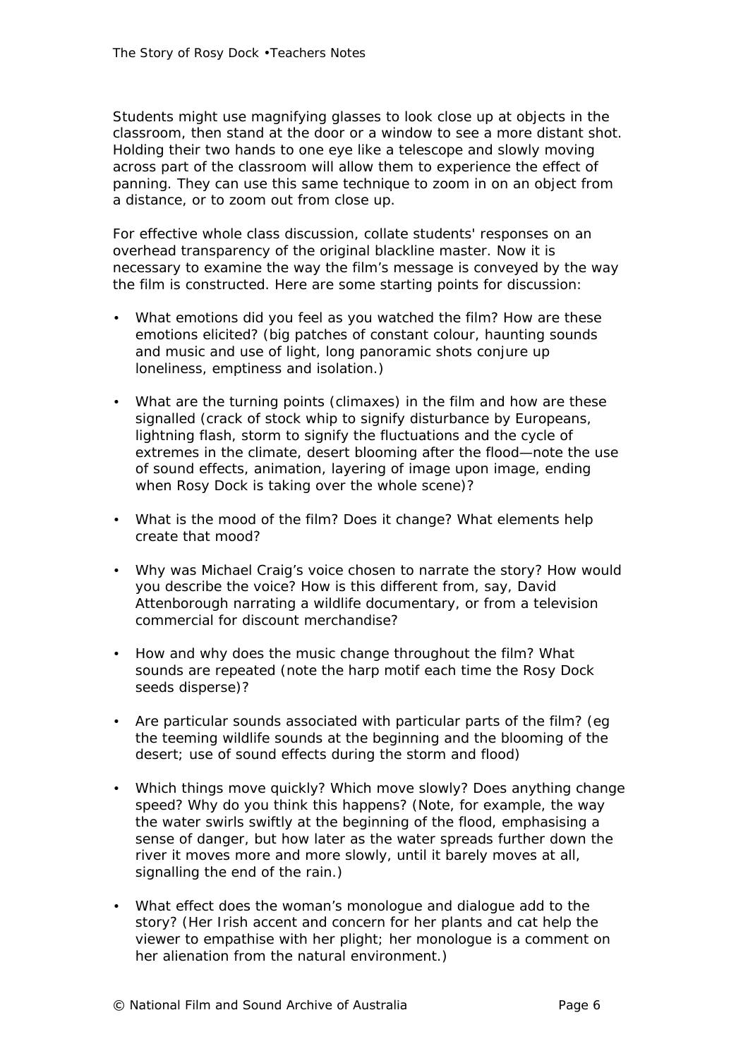Students might use magnifying glasses to look close up at objects in the classroom, then stand at the door or a window to see a more distant shot. Holding their two hands to one eye like a telescope and slowly moving across part of the classroom will allow them to experience the effect of panning. They can use this same technique to zoom in on an object from a distance, or to zoom out from close up.

For effective whole class discussion, collate students' responses on an overhead transparency of the original blackline master. Now it is necessary to examine the way the film's message is conveyed by the way the film is constructed. Here are some starting points for discussion:

- What emotions did you feel as you watched the film? How are these emotions elicited? (big patches of constant colour, haunting sounds and music and use of light, long panoramic shots conjure up loneliness, emptiness and isolation.)
- What are the turning points (climaxes) in the film and how are these signalled (crack of stock whip to signify disturbance by Europeans, lightning flash, storm to signify the fluctuations and the cycle of extremes in the climate, desert blooming after the flood—note the use of sound effects, animation, layering of image upon image, ending when Rosy Dock is taking over the whole scene)?
- What is the mood of the film? Does it change? What elements help create that mood?
- Why was Michael Craig's voice chosen to narrate the story? How would you describe the voice? How is this different from, say, David Attenborough narrating a wildlife documentary, or from a television commercial for discount merchandise?
- How and why does the music change throughout the film? What sounds are repeated (note the harp motif each time the Rosy Dock seeds disperse)?
- Are particular sounds associated with particular parts of the film? (eg the teeming wildlife sounds at the beginning and the blooming of the desert; use of sound effects during the storm and flood)
- Which things move quickly? Which move slowly? Does anything change speed? Why do you think this happens? (Note, for example, the way the water swirls swiftly at the beginning of the flood, emphasising a sense of danger, but how later as the water spreads further down the river it moves more and more slowly, until it barely moves at all, signalling the end of the rain.)
- What effect does the woman's monologue and dialogue add to the story? (Her Irish accent and concern for her plants and cat help the viewer to empathise with her plight; her monologue is a comment on her alienation from the natural environment.)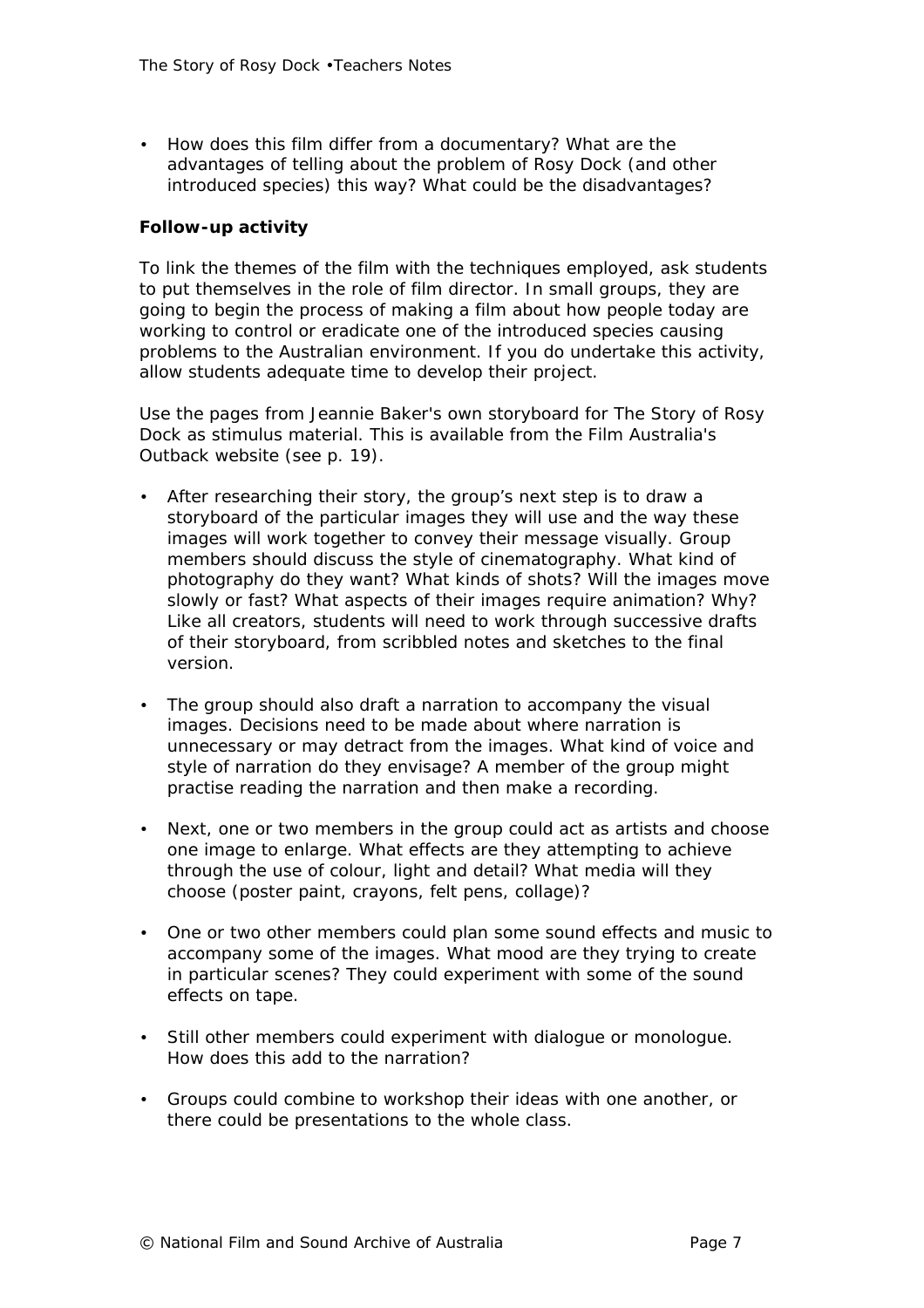- How does this film differ from a documentary? What are the advantages of telling about the problem of Rosy Dock (and other introduced species) this way? What could be the disadvantages?

**Follow-up activity**

To link the themes of the film with the techniques employed, ask students to put themselves in the role of film director. In small groups, they are going to begin the process of making a film about how people today are working to control or eradicate one of the introduced species causing problems to the Australian environment. If you do undertake this activity, allow students adequate time to develop their project.

Use the pages from Jeannie Baker's own storyboard for The Story of Rosy Dock as stimulus material. This is available from the Film Australia's Outback website (see p. 19).

- After researching their story, the group's next step is to draw a storyboard of the particular images they will use and the way these images will work together to convey their message visually. Group members should discuss the style of cinematography. What kind of photography do they want? What kinds of shots? Will the images move slowly or fast? What aspects of their images require animation? Why? Like all creators, students will need to work through successive drafts of their storyboard, from scribbled notes and sketches to the final version.

- The group should also draft a narration to accompany the visual images. Decisions need to be made about where narration is unnecessary or may detract from the images. What kind of voice and style of narration do they envisage? A member of the group might practise reading the narration and then make a recording.

- Next, one or two members in the group could act as artists and choose one image to enlarge. What effects are they attempting to achieve through the use of colour, light and detail? What media will they choose (poster paint, crayons, felt pens, collage)?

- One or two other members could plan some sound effects and music to accompany some of the images. What mood are they trying to create in particular scenes? They could experiment with some of the sound effects on tape.

- Still other members could experiment with dialogue or monologue. How does this add to the narration?

- Groups could combine to workshop their ideas with one another, or there could be presentations to the whole class.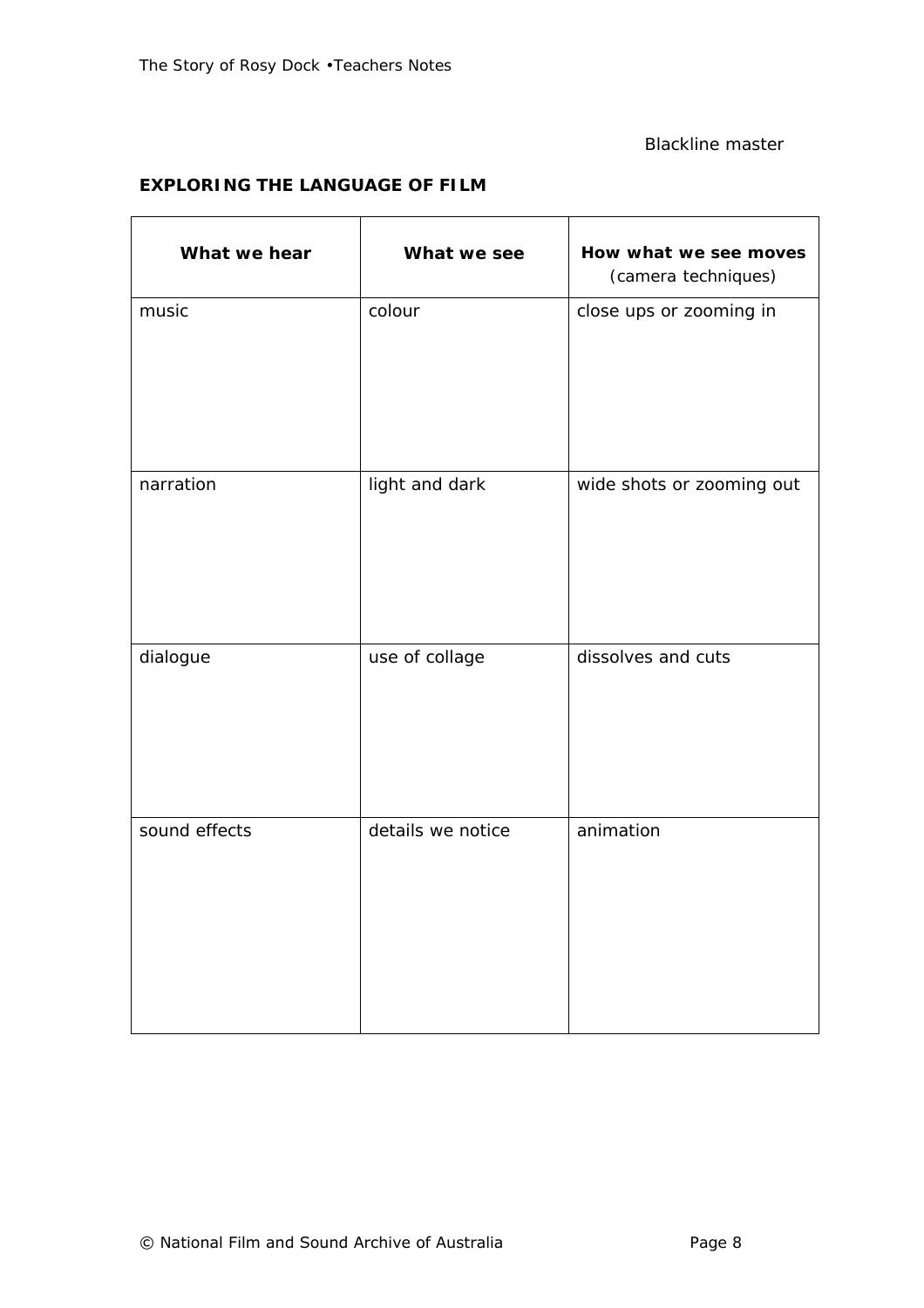Blackline master

## EXPLORING THE LANGUAGE OF FILM

| What we hear | What we see | How what we see moves (camera techniques) |
|---|---|---|
| music | colour | close ups or zooming in |
| narration | light and dark | wide shots or zooming out |
| dialogue | use of collage | dissolves and cuts |
| sound effects | details we notice | animation |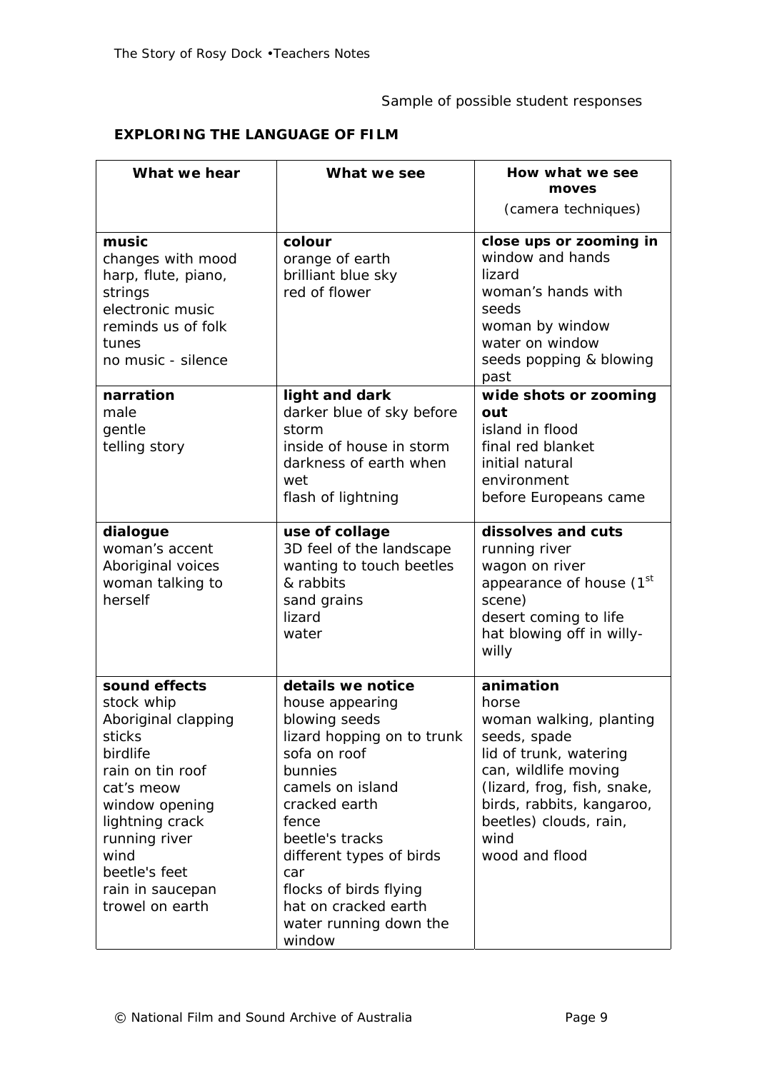Sample of possible student responses

## EXPLORING THE LANGUAGE OF FILM

| What we hear | What we see | How what we see moves (camera techniques) |
|---|---|---|
| **music**<br>changes with mood<br>harp, flute, piano, strings<br>electronic music<br>reminds us of folk tunes<br>no music - silence | **colour**<br>orange of earth<br>brilliant blue sky<br>red of flower | **close ups or zooming in**<br>window and hands<br>lizard<br>woman's hands with seeds<br>woman by window<br>water on window<br>seeds popping & blowing past |
| **narration**<br>male<br>gentle<br>telling story | **light and dark**<br>darker blue of sky before storm<br>inside of house in storm<br>darkness of earth when wet<br>flash of lightning | **wide shots or zooming out**<br>island in flood<br>final red blanket<br>initial natural environment<br>before Europeans came |
| **dialogue**<br>woman's accent<br>Aboriginal voices<br>woman talking to herself | **use of collage**<br>3D feel of the landscape<br>wanting to touch beetles & rabbits<br>sand grains<br>lizard<br>water | **dissolves and cuts**<br>running river<br>wagon on river<br>appearance of house (1st scene)<br>desert coming to life<br>hat blowing off in willy-willy |
| **sound effects**<br>stock whip<br>Aboriginal clapping sticks<br>birdlife<br>rain on tin roof<br>cat's meow<br>window opening<br>lightning crack<br>running river<br>wind<br>beetle's feet<br>rain in saucepan<br>trowel on earth | **details we notice**<br>house appearing<br>blowing seeds<br>lizard hopping on to trunk<br>sofa on roof<br>bunnies<br>camels on island<br>cracked earth<br>fence<br>beetle's tracks<br>different types of birds<br>car<br>flocks of birds flying<br>hat on cracked earth<br>water running down the window | **animation**<br>horse<br>woman walking, planting seeds, spade<br>lid of trunk, watering can, wildlife moving (lizard, frog, fish, snake, birds, rabbits, kangaroo, beetles) clouds, rain, wind<br>wood and flood |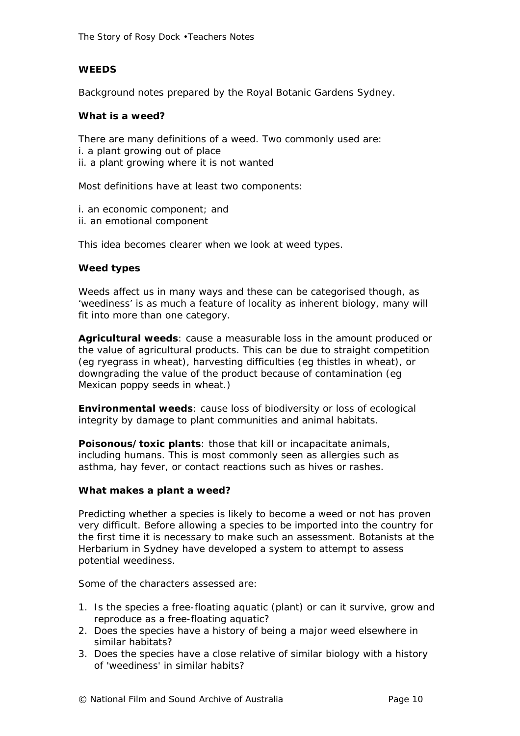## WEEDS

Background notes prepared by the Royal Botanic Gardens Sydney.

### What is a weed?

There are many definitions of a weed. Two commonly used are:
i. a plant growing out of place
ii. a plant growing where it is not wanted

Most definitions have at least two components:

i. an economic component; and
ii. an emotional component

This idea becomes clearer when we look at weed types.

### Weed types

Weeds affect us in many ways and these can be categorised though, as 'weediness' is as much a feature of locality as inherent biology, many will fit into more than one category.

**Agricultural weeds**: cause a measurable loss in the amount produced or the value of agricultural products. This can be due to straight competition (eg ryegrass in wheat), harvesting difficulties (eg thistles in wheat), or downgrading the value of the product because of contamination (eg Mexican poppy seeds in wheat.)

**Environmental weeds**: cause loss of biodiversity or loss of ecological integrity by damage to plant communities and animal habitats.

**Poisonous/toxic plants**: those that kill or incapacitate animals, including humans. This is most commonly seen as allergies such as asthma, hay fever, or contact reactions such as hives or rashes.

### What makes a plant a weed?

Predicting whether a species is likely to become a weed or not has proven very difficult. Before allowing a species to be imported into the country for the first time it is necessary to make such an assessment. Botanists at the Herbarium in Sydney have developed a system to attempt to assess potential weediness.

Some of the characters assessed are:

1. Is the species a free-floating aquatic (plant) or can it survive, grow and reproduce as a free-floating aquatic?
2. Does the species have a history of being a major weed elsewhere in similar habitats?
3. Does the species have a close relative of similar biology with a history of 'weediness' in similar habits?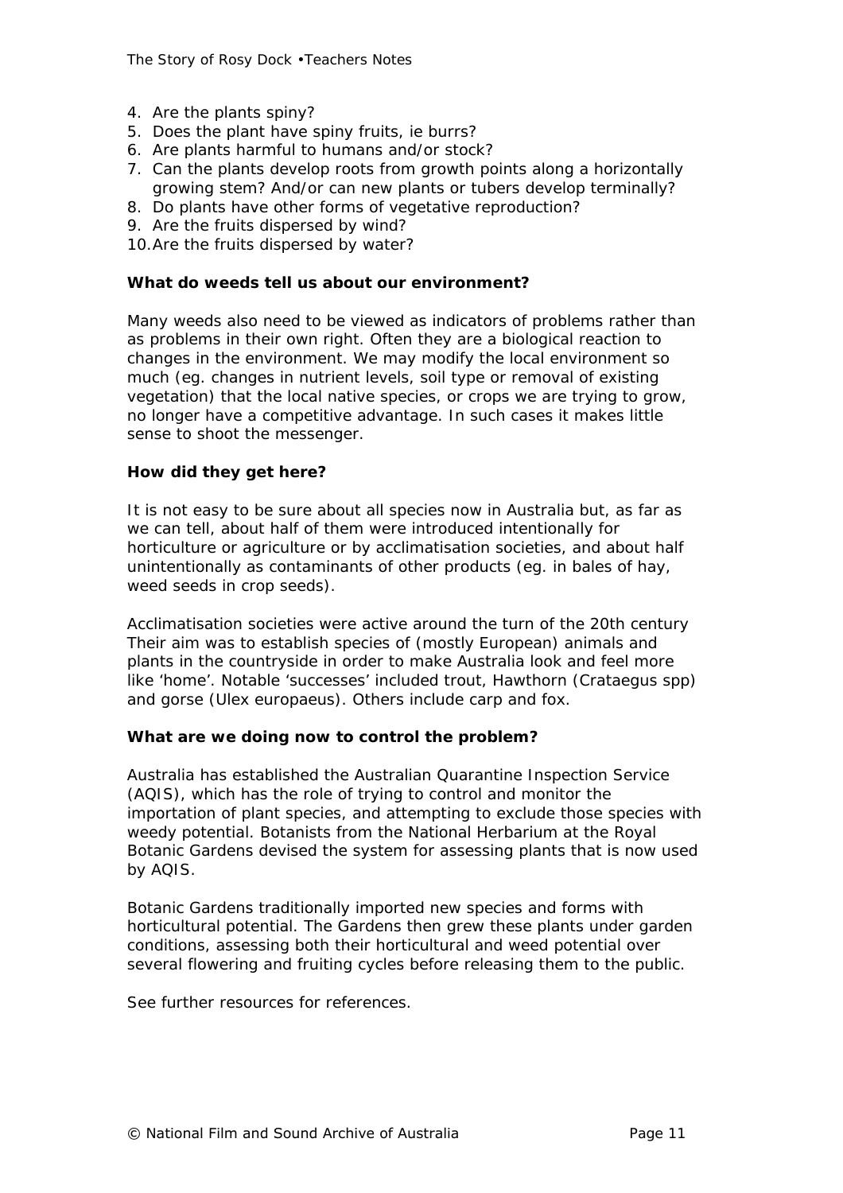4. Are the plants spiny?
5. Does the plant have spiny fruits, ie burrs?
6. Are plants harmful to humans and/or stock?
7. Can the plants develop roots from growth points along a horizontally growing stem? And/or can new plants or tubers develop terminally?
8. Do plants have other forms of vegetative reproduction?
9. Are the fruits dispersed by wind?
10. Are the fruits dispersed by water?

**What do weeds tell us about our environment?**

Many weeds also need to be viewed as indicators of problems rather than as problems in their own right. Often they are a biological reaction to changes in the environment. We may modify the local environment so much (eg. changes in nutrient levels, soil type or removal of existing vegetation) that the local native species, or crops we are trying to grow, no longer have a competitive advantage. In such cases it makes little sense to shoot the messenger.

**How did they get here?**

It is not easy to be sure about all species now in Australia but, as far as we can tell, about half of them were introduced intentionally for horticulture or agriculture or by acclimatisation societies, and about half unintentionally as contaminants of other products (eg. in bales of hay, weed seeds in crop seeds).

Acclimatisation societies were active around the turn of the 20th century Their aim was to establish species of (mostly European) animals and plants in the countryside in order to make Australia look and feel more like 'home'. Notable 'successes' included trout, Hawthorn (*Crataegus* spp) and gorse (*Ulex europaeus*). Others include carp and fox.

**What are we doing now to control the problem?**

Australia has established the Australian Quarantine Inspection Service (AQIS), which has the role of trying to control and monitor the importation of plant species, and attempting to exclude those species with weedy potential. Botanists from the National Herbarium at the Royal Botanic Gardens devised the system for assessing plants that is now used by AQIS.

Botanic Gardens traditionally imported new species and forms with horticultural potential. The Gardens then grew these plants under garden conditions, assessing both their horticultural and weed potential over several flowering and fruiting cycles before releasing them to the public.

See further resources for references.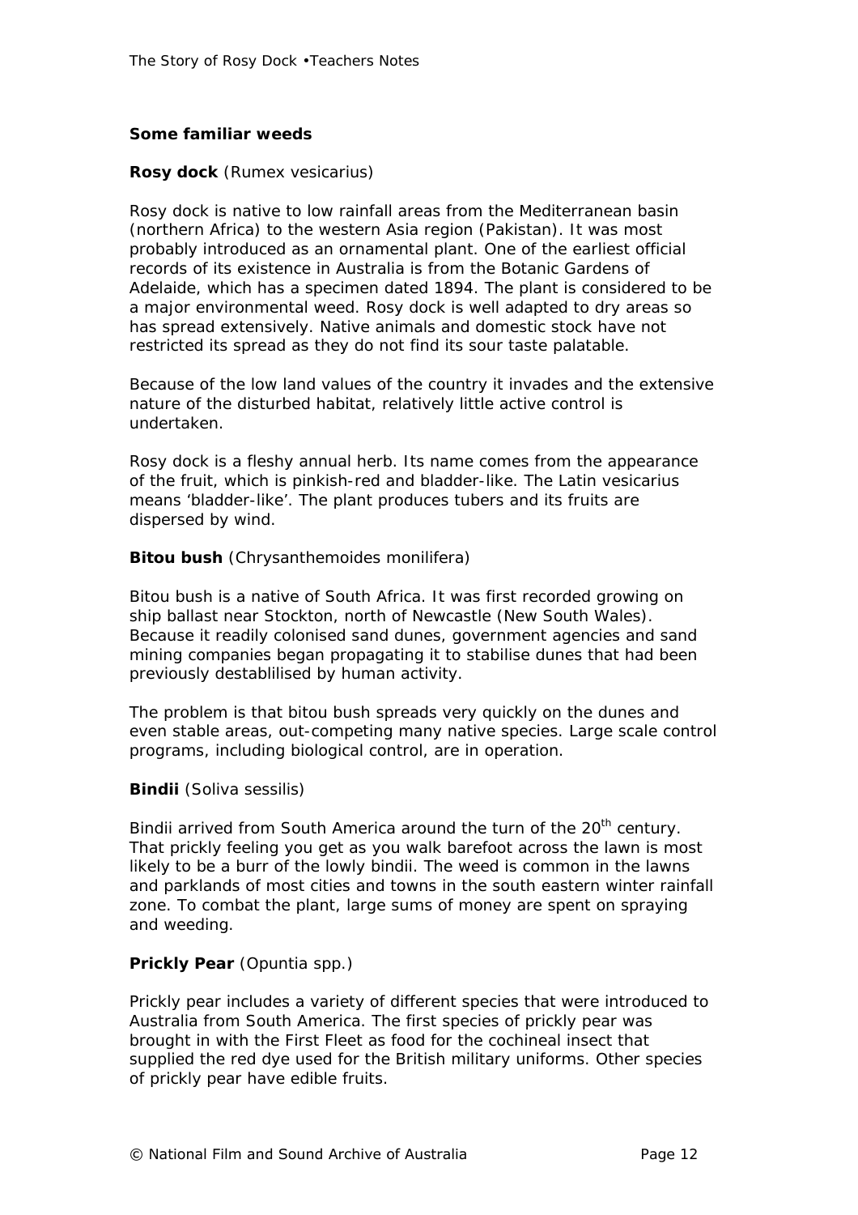## Some familiar weeds

### Rosy dock (Rumex vesicarius)

Rosy dock is native to low rainfall areas from the Mediterranean basin (northern Africa) to the western Asia region (Pakistan). It was most probably introduced as an ornamental plant. One of the earliest official records of its existence in Australia is from the Botanic Gardens of Adelaide, which has a specimen dated 1894. The plant is considered to be a major environmental weed. Rosy dock is well adapted to dry areas so has spread extensively. Native animals and domestic stock have not restricted its spread as they do not find its sour taste palatable.

Because of the low land values of the country it invades and the extensive nature of the disturbed habitat, relatively little active control is undertaken.

Rosy dock is a fleshy annual herb. Its name comes from the appearance of the fruit, which is pinkish-red and bladder-like. The Latin vesicarius means 'bladder-like'. The plant produces tubers and its fruits are dispersed by wind.

### Bitou bush (Chrysanthemoides monilifera)

Bitou bush is a native of South Africa. It was first recorded growing on ship ballast near Stockton, north of Newcastle (New South Wales). Because it readily colonised sand dunes, government agencies and sand mining companies began propagating it to stabilise dunes that had been previously destablilised by human activity.

The problem is that bitou bush spreads very quickly on the dunes and even stable areas, out-competing many native species. Large scale control programs, including biological control, are in operation.

### Bindii (Soliva sessilis)

Bindii arrived from South America around the turn of the 20th century. That prickly feeling you get as you walk barefoot across the lawn is most likely to be a burr of the lowly bindii. The weed is common in the lawns and parklands of most cities and towns in the south eastern winter rainfall zone. To combat the plant, large sums of money are spent on spraying and weeding.

### Prickly Pear (Opuntia spp.)

Prickly pear includes a variety of different species that were introduced to Australia from South America. The first species of prickly pear was brought in with the First Fleet as food for the cochineal insect that supplied the red dye used for the British military uniforms. Other species of prickly pear have edible fruits.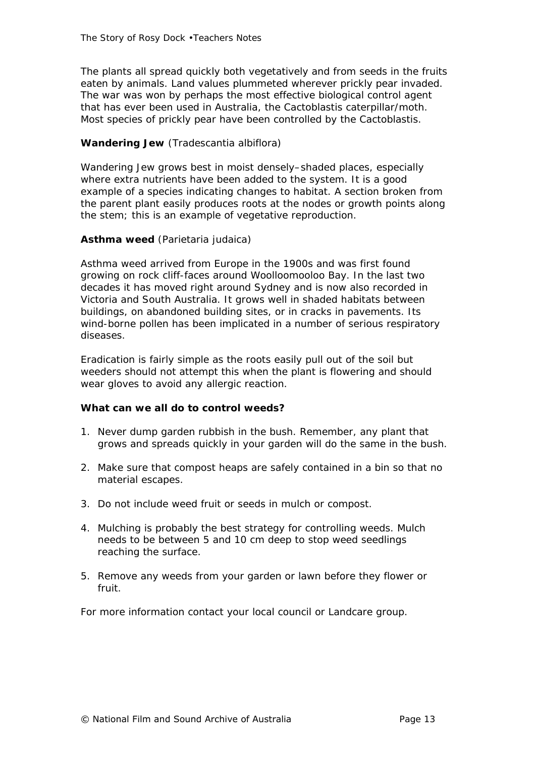The plants all spread quickly both vegetatively and from seeds in the fruits eaten by animals. Land values plummeted wherever prickly pear invaded. The war was won by perhaps the most effective biological control agent that has ever been used in Australia, the Cactoblastis caterpillar/moth. Most species of prickly pear have been controlled by the Cactoblastis.

**Wandering Jew** (*Tradescantia albiflora*)

Wandering Jew grows best in moist densely–shaded places, especially where extra nutrients have been added to the system. It is a good example of a species indicating changes to habitat. A section broken from the parent plant easily produces roots at the nodes or growth points along the stem; this is an example of vegetative reproduction.

**Asthma weed** (*Parietaria judaica*)

Asthma weed arrived from Europe in the 1900s and was first found growing on rock cliff-faces around Woolloomooloo Bay. In the last two decades it has moved right around Sydney and is now also recorded in Victoria and South Australia. It grows well in shaded habitats between buildings, on abandoned building sites, or in cracks in pavements. Its wind-borne pollen has been implicated in a number of serious respiratory diseases.

Eradication is fairly simple as the roots easily pull out of the soil but weeders should not attempt this when the plant is flowering and should wear gloves to avoid any allergic reaction.

**What can we all do to control weeds?**

1. Never dump garden rubbish in the bush. Remember, any plant that grows and spreads quickly in your garden will do the same in the bush.
2. Make sure that compost heaps are safely contained in a bin so that no material escapes.
3. Do not include weed fruit or seeds in mulch or compost.
4. Mulching is probably the best strategy for controlling weeds. Mulch needs to be between 5 and 10 cm deep to stop weed seedlings reaching the surface.
5. Remove any weeds from your garden or lawn before they flower or fruit.

For more information contact your local council or Landcare group.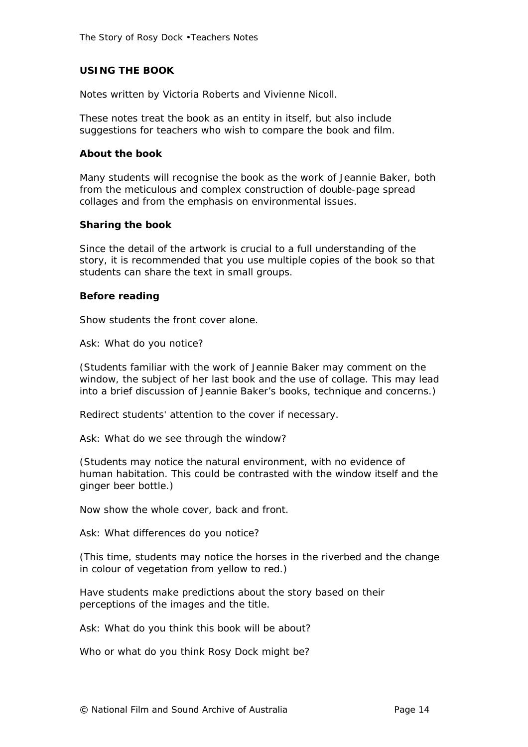## USING THE BOOK

Notes written by Victoria Roberts and Vivienne Nicoll.

These notes treat the book as an entity in itself, but also include suggestions for teachers who wish to compare the book and film.

### About the book

Many students will recognise the book as the work of Jeannie Baker, both from the meticulous and complex construction of double-page spread collages and from the emphasis on environmental issues.

### Sharing the book

Since the detail of the artwork is crucial to a full understanding of the story, it is recommended that you use multiple copies of the book so that students can share the text in small groups.

### Before reading

Show students the front cover alone.

Ask: What do you notice?

(Students familiar with the work of Jeannie Baker may comment on the window, the subject of her last book and the use of collage. This may lead into a brief discussion of Jeannie Baker's books, technique and concerns.)

Redirect students' attention to the cover if necessary.

Ask: What do we see through the window?

(Students may notice the natural environment, with no evidence of human habitation. This could be contrasted with the window itself and the ginger beer bottle.)

Now show the whole cover, back and front.

Ask: What differences do you notice?

(This time, students may notice the horses in the riverbed and the change in colour of vegetation from yellow to red.)

Have students make predictions about the story based on their perceptions of the images and the title.

Ask: What do you think this book will be about?

Who or what do you think Rosy Dock might be?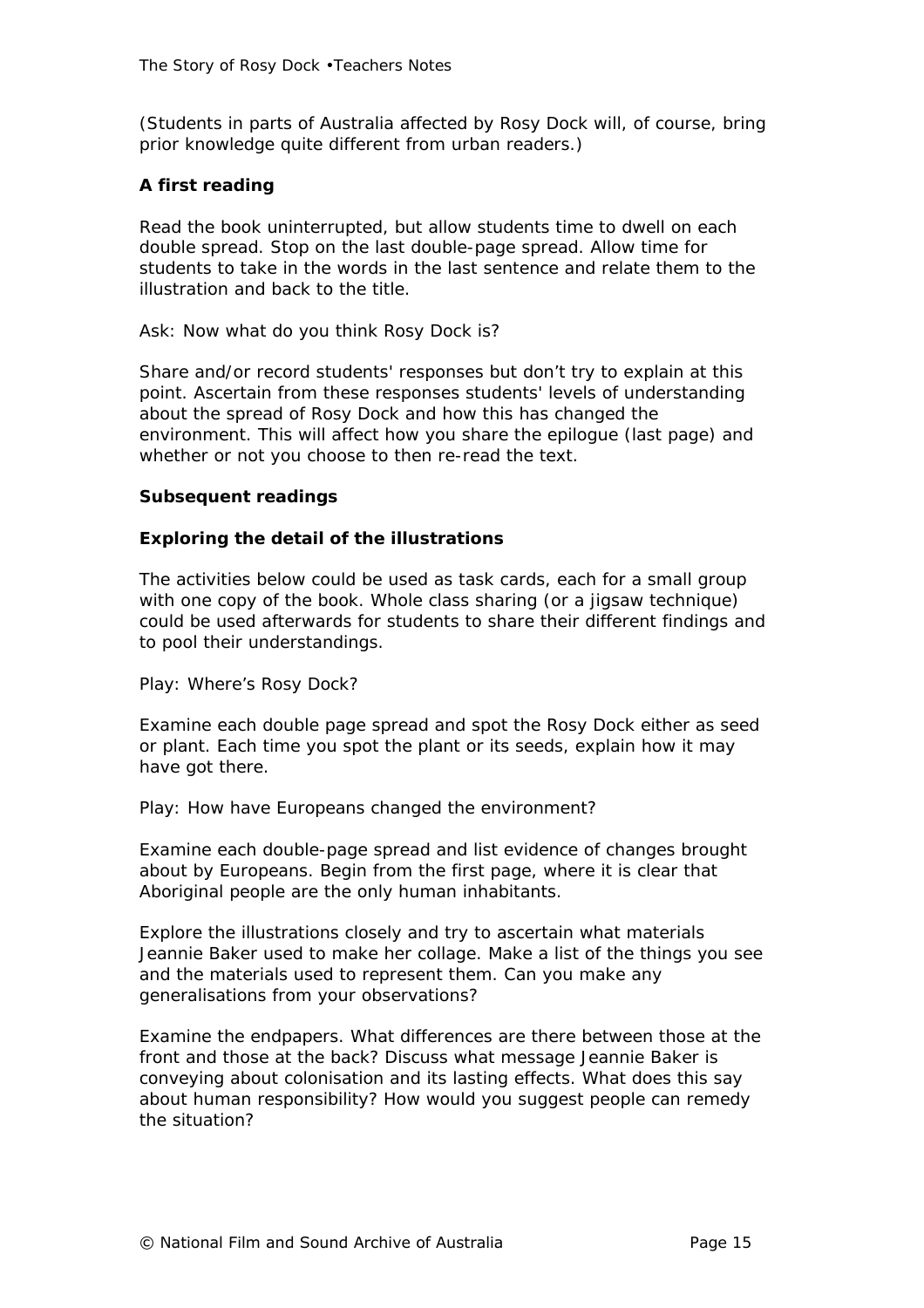(Students in parts of Australia affected by Rosy Dock will, of course, bring prior knowledge quite different from urban readers.)

**A first reading**

Read the book uninterrupted, but allow students time to dwell on each double spread. Stop on the last double-page spread. Allow time for students to take in the words in the last sentence and relate them to the illustration and back to the title.

Ask: Now what do you think Rosy Dock is?

Share and/or record students' responses but don't try to explain at this point. Ascertain from these responses students' levels of understanding about the spread of Rosy Dock and how this has changed the environment. This will affect how you share the epilogue (last page) and whether or not you choose to then re-read the text.

**Subsequent readings**

**Exploring the detail of the illustrations**

The activities below could be used as task cards, each for a small group with one copy of the book. Whole class sharing (or a jigsaw technique) could be used afterwards for students to share their different findings and to pool their understandings.

Play: Where's Rosy Dock?

Examine each double page spread and spot the Rosy Dock either as seed or plant. Each time you spot the plant or its seeds, explain how it may have got there.

Play: How have Europeans changed the environment?

Examine each double-page spread and list evidence of changes brought about by Europeans. Begin from the first page, where it is clear that Aboriginal people are the only human inhabitants.

Explore the illustrations closely and try to ascertain what materials Jeannie Baker used to make her collage. Make a list of the things you see and the materials used to represent them. Can you make any generalisations from your observations?

Examine the endpapers. What differences are there between those at the front and those at the back? Discuss what message Jeannie Baker is conveying about colonisation and its lasting effects. What does this say about human responsibility? How would you suggest people can remedy the situation?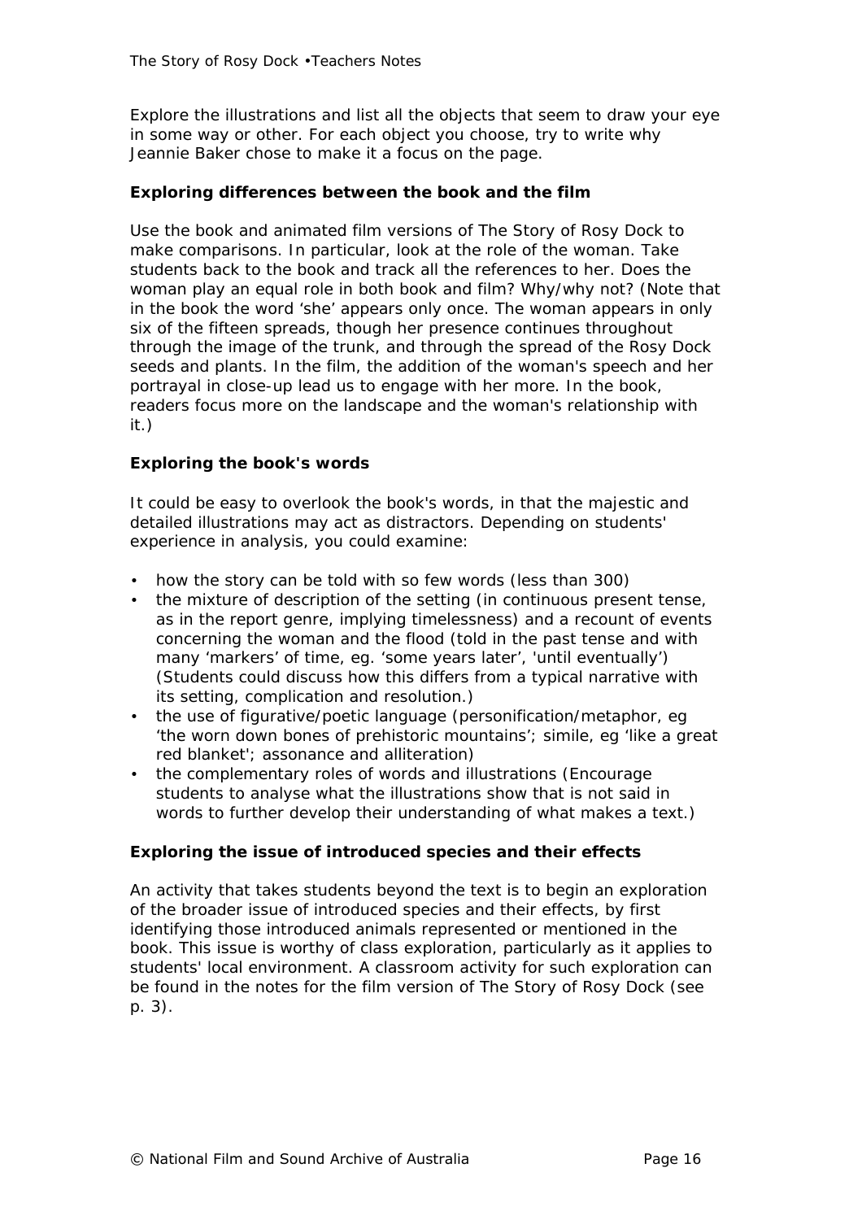Explore the illustrations and list all the objects that seem to draw your eye in some way or other. For each object you choose, try to write why Jeannie Baker chose to make it a focus on the page.

### Exploring differences between the book and the film

Use the book and animated film versions of The Story of Rosy Dock to make comparisons. In particular, look at the role of the woman. Take students back to the book and track all the references to her. Does the woman play an equal role in both book and film? Why/why not? (Note that in the book the word 'she' appears only once. The woman appears in only six of the fifteen spreads, though her presence continues throughout through the image of the trunk, and through the spread of the Rosy Dock seeds and plants. In the film, the addition of the woman's speech and her portrayal in close-up lead us to engage with her more. In the book, readers focus more on the landscape and the woman's relationship with it.)

### Exploring the book's words

It could be easy to overlook the book's words, in that the majestic and detailed illustrations may act as distractors. Depending on students' experience in analysis, you could examine:

- how the story can be told with so few words (less than 300)
- the mixture of description of the setting (in continuous present tense, as in the report genre, implying timelessness) and a recount of events concerning the woman and the flood (told in the past tense and with many 'markers' of time, eg. 'some years later', 'until eventually') (Students could discuss how this differs from a typical narrative with its setting, complication and resolution.)
- the use of figurative/poetic language (personification/metaphor, eg 'the worn down bones of prehistoric mountains'; simile, eg 'like a great red blanket'; assonance and alliteration)
- the complementary roles of words and illustrations (Encourage students to analyse what the illustrations show that is not said in words to further develop their understanding of what makes a text.)

### Exploring the issue of introduced species and their effects

An activity that takes students beyond the text is to begin an exploration of the broader issue of introduced species and their effects, by first identifying those introduced animals represented or mentioned in the book. This issue is worthy of class exploration, particularly as it applies to students' local environment. A classroom activity for such exploration can be found in the notes for the film version of The Story of Rosy Dock (see p. 3).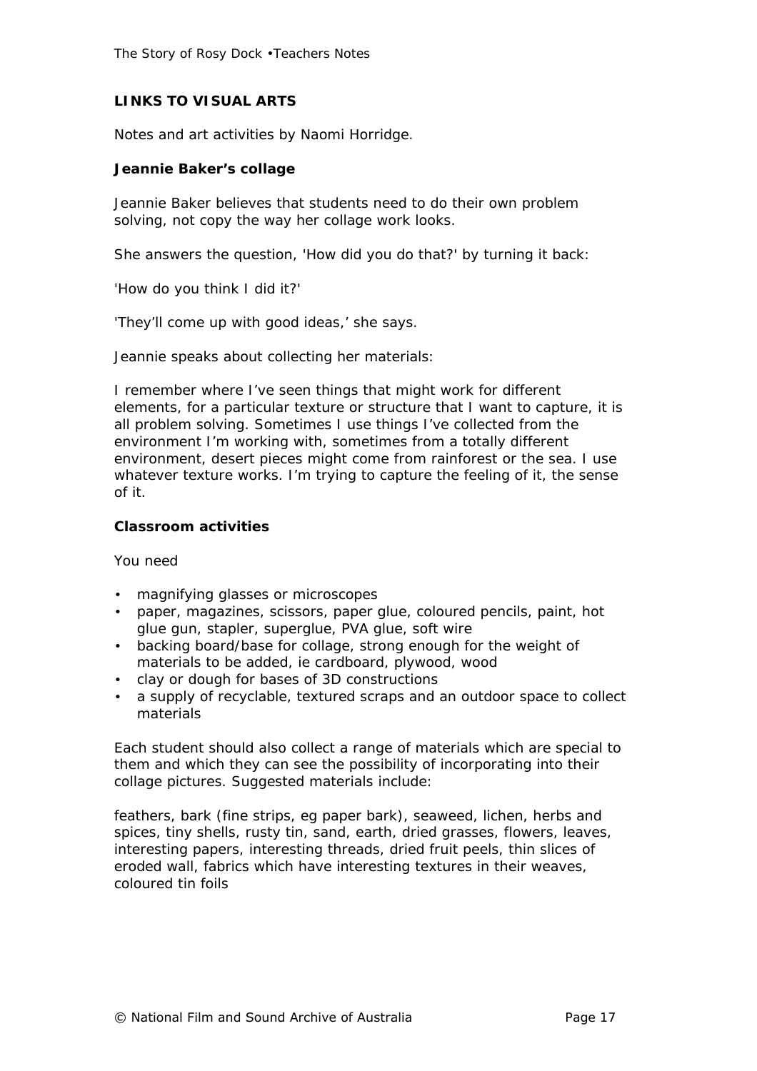## LINKS TO VISUAL ARTS

Notes and art activities by Naomi Horridge.

### Jeannie Baker's collage

Jeannie Baker believes that students need to do their own problem solving, not copy the way her collage work looks.

She answers the question, 'How did you do that?' by turning it back:

'How do you think I did it?'

'They'll come up with good ideas,' she says.

Jeannie speaks about collecting her materials:

I remember where I've seen things that might work for different elements, for a particular texture or structure that I want to capture, it is all problem solving. Sometimes I use things I've collected from the environment I'm working with, sometimes from a totally different environment, desert pieces might come from rainforest or the sea. I use whatever texture works. I'm trying to capture the feeling of it, the sense of it.

### Classroom activities

You need

- magnifying glasses or microscopes
- paper, magazines, scissors, paper glue, coloured pencils, paint, hot glue gun, stapler, superglue, PVA glue, soft wire
- backing board/base for collage, strong enough for the weight of materials to be added, ie cardboard, plywood, wood
- clay or dough for bases of 3D constructions
- a supply of recyclable, textured scraps and an outdoor space to collect materials

Each student should also collect a range of materials which are special to them and which they can see the possibility of incorporating into their collage pictures. Suggested materials include:

feathers, bark (fine strips, eg paper bark), seaweed, lichen, herbs and spices, tiny shells, rusty tin, sand, earth, dried grasses, flowers, leaves, interesting papers, interesting threads, dried fruit peels, thin slices of eroded wall, fabrics which have interesting textures in their weaves, coloured tin foils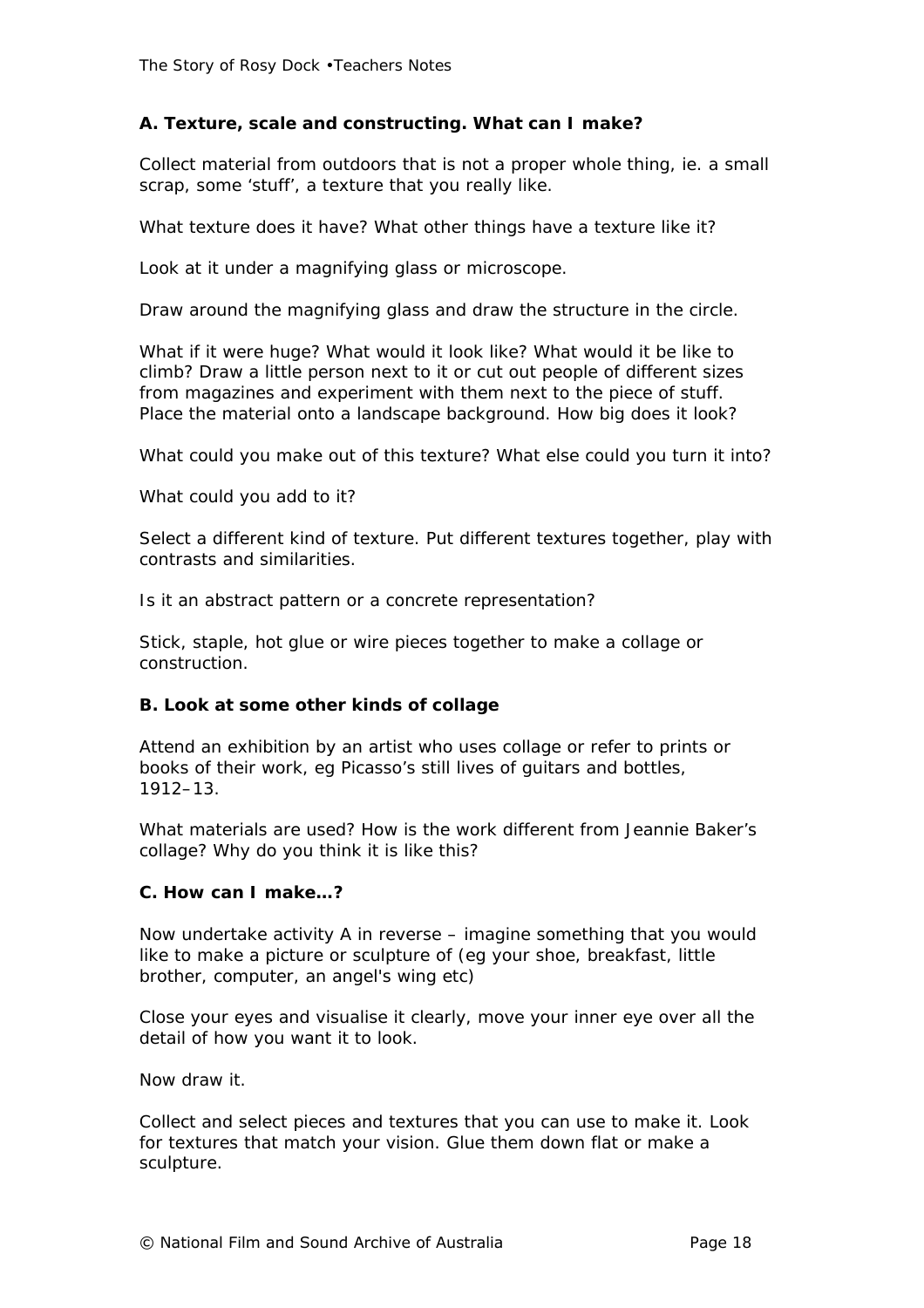### A. Texture, scale and constructing. What can I make?

Collect material from outdoors that is not a proper whole thing, ie. a small scrap, some 'stuff', a texture that you really like.

What texture does it have? What other things have a texture like it?

Look at it under a magnifying glass or microscope.

Draw around the magnifying glass and draw the structure in the circle.

What if it were huge? What would it look like? What would it be like to climb? Draw a little person next to it or cut out people of different sizes from magazines and experiment with them next to the piece of stuff. Place the material onto a landscape background. How big does it look?

What could you make out of this texture? What else could you turn it into?

What could you add to it?

Select a different kind of texture. Put different textures together, play with contrasts and similarities.

Is it an abstract pattern or a concrete representation?

Stick, staple, hot glue or wire pieces together to make a collage or construction.

### B. Look at some other kinds of collage

Attend an exhibition by an artist who uses collage or refer to prints or books of their work, eg Picasso's still lives of guitars and bottles, 1912–13.

What materials are used? How is the work different from Jeannie Baker's collage? Why do you think it is like this?

### C. How can I make…?

Now undertake activity A in reverse – imagine something that you would like to make a picture or sculpture of (eg your shoe, breakfast, little brother, computer, an angel's wing etc)

Close your eyes and visualise it clearly, move your inner eye over all the detail of how you want it to look.

Now draw it.

Collect and select pieces and textures that you can use to make it. Look for textures that match your vision. Glue them down flat or make a sculpture.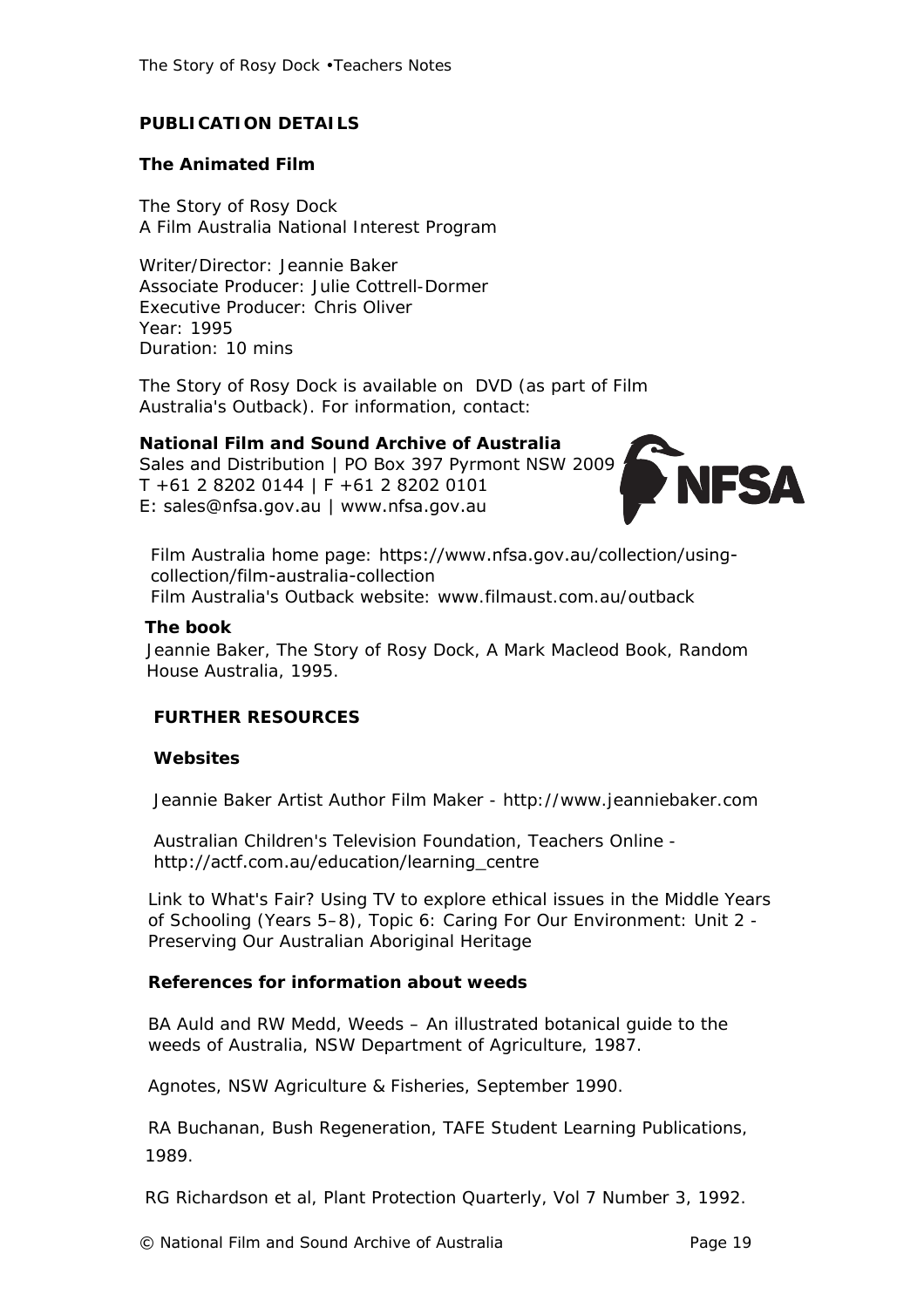## PUBLICATION DETAILS

### The Animated Film

The Story of Rosy Dock
A Film Australia National Interest Program

Writer/Director: Jeannie Baker
Associate Producer: Julie Cottrell-Dormer
Executive Producer: Chris Oliver
Year: 1995
Duration: 10 mins

The Story of Rosy Dock is available on DVD (as part of Film Australia's Outback). For information, contact:

**National Film and Sound Archive of Australia**
Sales and Distribution | PO Box 397 Pyrmont NSW 2009
T +61 2 8202 0144 | F +61 2 8202 0101
E: sales@nfsa.gov.au | www.nfsa.gov.au

Film Australia home page: https://www.nfsa.gov.au/collection/using-collection/film-australia-collection
Film Australia's Outback website: www.filmaust.com.au/outback

### The book

Jeannie Baker, The Story of Rosy Dock, A Mark Macleod Book, Random House Australia, 1995.

## FURTHER RESOURCES

### Websites

Jeannie Baker Artist Author Film Maker - http://www.jeanniebaker.com

Australian Children's Television Foundation, Teachers Online - http://actf.com.au/education/learning_centre

Link to What's Fair? Using TV to explore ethical issues in the Middle Years of Schooling (Years 5–8), Topic 6: Caring For Our Environment: Unit 2 - Preserving Our Australian Aboriginal Heritage

### References for information about weeds

BA Auld and RW Medd, Weeds – An illustrated botanical guide to the weeds of Australia, NSW Department of Agriculture, 1987.

Agnotes, NSW Agriculture & Fisheries, September 1990.

RA Buchanan, Bush Regeneration, TAFE Student Learning Publications, 1989.

RG Richardson et al, Plant Protection Quarterly, Vol 7 Number 3, 1992.